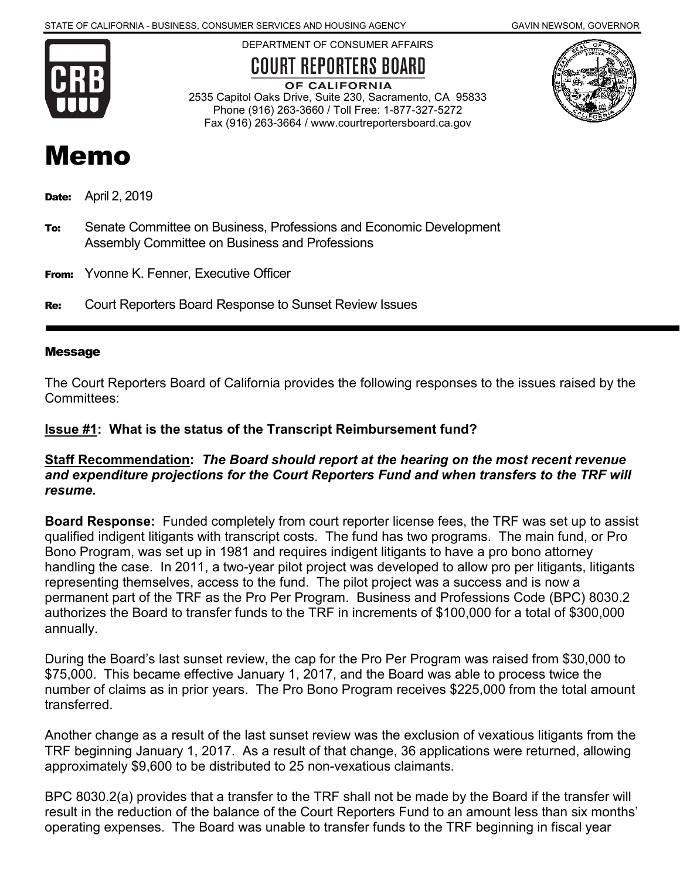STATE OF CALIFORNIA - BUSINESS, CONSUMER SERVICES AND HOUSING AGENCY GAVIN NEWSOM, GOVERNOR

DEPARTMENT OF CONSUMER AFFAIRS

**COURT REPORTERS BOARD OF CALIFORNIA**

2535 Capitol Oaks Drive, Suite 230, Sacramento, CA 95833
Phone (916) 263-3660 / Toll Free: 1-877-327-5272
Fax (916) 263-3664 / www.courtreportersboard.ca.gov

# Memo

**Date:** April 2, 2019

**To:** Senate Committee on Business, Professions and Economic Development
Assembly Committee on Business and Professions

**From:** Yvonne K. Fenner, Executive Officer

**Re:** Court Reporters Board Response to Sunset Review Issues

---

### Message

The Court Reporters Board of California provides the following responses to the issues raised by the Committees:

**Issue #1: What is the status of the Transcript Reimbursement fund?**

**Staff Recommendation:** ***The Board should report at the hearing on the most recent revenue and expenditure projections for the Court Reporters Fund and when transfers to the TRF will resume.***

**Board Response:** Funded completely from court reporter license fees, the TRF was set up to assist qualified indigent litigants with transcript costs. The fund has two programs. The main fund, or Pro Bono Program, was set up in 1981 and requires indigent litigants to have a pro bono attorney handling the case. In 2011, a two-year pilot project was developed to allow pro per litigants, litigants representing themselves, access to the fund. The pilot project was a success and is now a permanent part of the TRF as the Pro Per Program. Business and Professions Code (BPC) 8030.2 authorizes the Board to transfer funds to the TRF in increments of $100,000 for a total of $300,000 annually.

During the Board's last sunset review, the cap for the Pro Per Program was raised from $30,000 to $75,000. This became effective January 1, 2017, and the Board was able to process twice the number of claims as in prior years. The Pro Bono Program receives $225,000 from the total amount transferred.

Another change as a result of the last sunset review was the exclusion of vexatious litigants from the TRF beginning January 1, 2017. As a result of that change, 36 applications were returned, allowing approximately $9,600 to be distributed to 25 non-vexatious claimants.

BPC 8030.2(a) provides that a transfer to the TRF shall not be made by the Board if the transfer will result in the reduction of the balance of the Court Reporters Fund to an amount less than six months' operating expenses. The Board was unable to transfer funds to the TRF beginning in fiscal year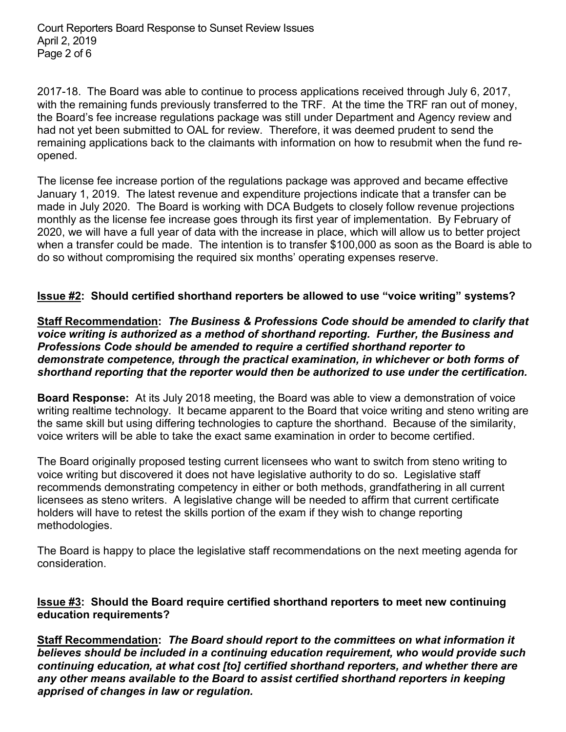2017-18. The Board was able to continue to process applications received through July 6, 2017, with the remaining funds previously transferred to the TRF. At the time the TRF ran out of money, the Board's fee increase regulations package was still under Department and Agency review and had not yet been submitted to OAL for review. Therefore, it was deemed prudent to send the remaining applications back to the claimants with information on how to resubmit when the fund re-opened.

The license fee increase portion of the regulations package was approved and became effective January 1, 2019. The latest revenue and expenditure projections indicate that a transfer can be made in July 2020. The Board is working with DCA Budgets to closely follow revenue projections monthly as the license fee increase goes through its first year of implementation. By February of 2020, we will have a full year of data with the increase in place, which will allow us to better project when a transfer could be made. The intention is to transfer $100,000 as soon as the Board is able to do so without compromising the required six months' operating expenses reserve.

**Issue #2: Should certified shorthand reporters be allowed to use "voice writing" systems?**

**Staff Recommendation:** ***The Business & Professions Code should be amended to clarify that voice writing is authorized as a method of shorthand reporting. Further, the Business and Professions Code should be amended to require a certified shorthand reporter to demonstrate competence, through the practical examination, in whichever or both forms of shorthand reporting that the reporter would then be authorized to use under the certification.***

**Board Response:** At its July 2018 meeting, the Board was able to view a demonstration of voice writing realtime technology. It became apparent to the Board that voice writing and steno writing are the same skill but using differing technologies to capture the shorthand. Because of the similarity, voice writers will be able to take the exact same examination in order to become certified.

The Board originally proposed testing current licensees who want to switch from steno writing to voice writing but discovered it does not have legislative authority to do so. Legislative staff recommends demonstrating competency in either or both methods, grandfathering in all current licensees as steno writers. A legislative change will be needed to affirm that current certificate holders will have to retest the skills portion of the exam if they wish to change reporting methodologies.

The Board is happy to place the legislative staff recommendations on the next meeting agenda for consideration.

**Issue #3: Should the Board require certified shorthand reporters to meet new continuing education requirements?**

**Staff Recommendation:** ***The Board should report to the committees on what information it believes should be included in a continuing education requirement, who would provide such continuing education, at what cost [to] certified shorthand reporters, and whether there are any other means available to the Board to assist certified shorthand reporters in keeping apprised of changes in law or regulation.***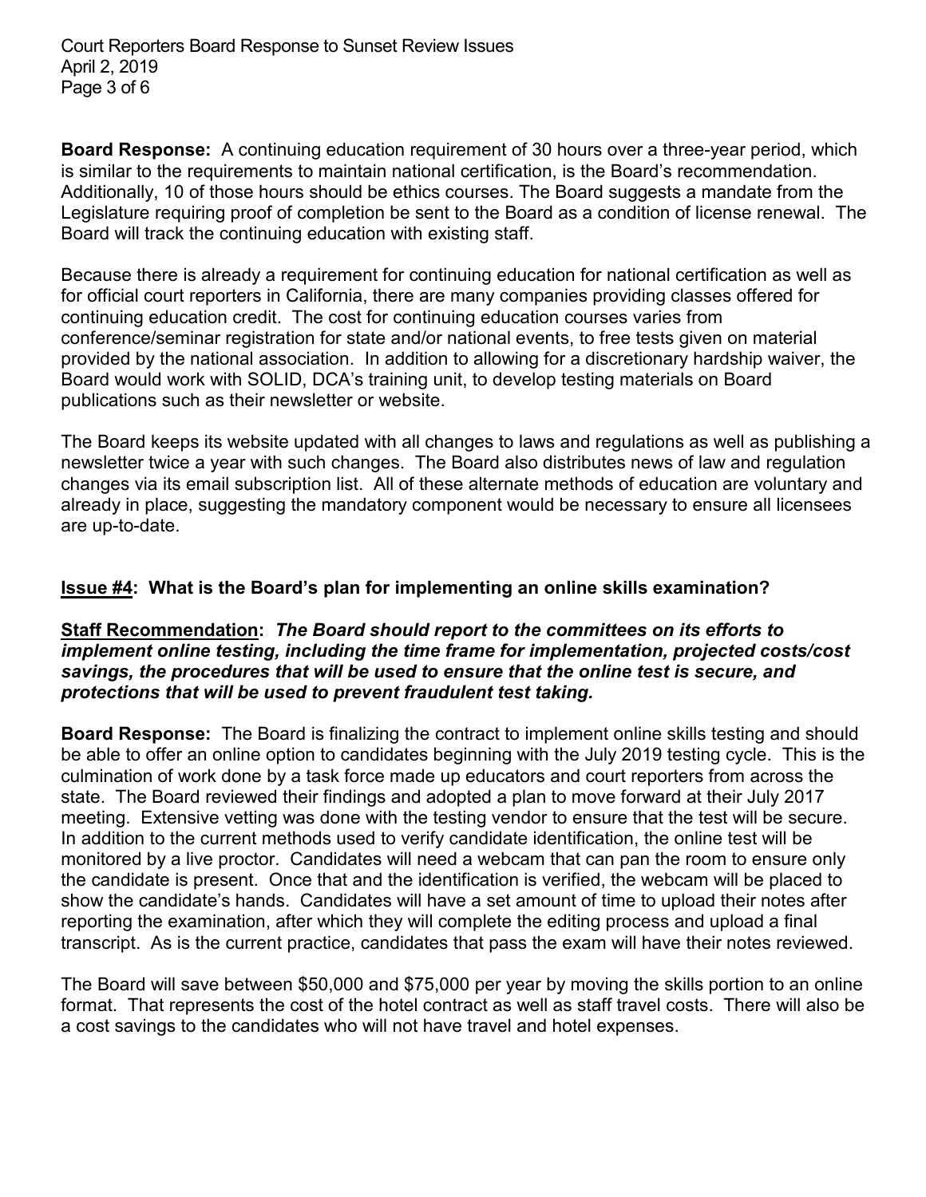**Board Response:** A continuing education requirement of 30 hours over a three-year period, which is similar to the requirements to maintain national certification, is the Board's recommendation. Additionally, 10 of those hours should be ethics courses. The Board suggests a mandate from the Legislature requiring proof of completion be sent to the Board as a condition of license renewal. The Board will track the continuing education with existing staff.

Because there is already a requirement for continuing education for national certification as well as for official court reporters in California, there are many companies providing classes offered for continuing education credit. The cost for continuing education courses varies from conference/seminar registration for state and/or national events, to free tests given on material provided by the national association. In addition to allowing for a discretionary hardship waiver, the Board would work with SOLID, DCA's training unit, to develop testing materials on Board publications such as their newsletter or website.

The Board keeps its website updated with all changes to laws and regulations as well as publishing a newsletter twice a year with such changes. The Board also distributes news of law and regulation changes via its email subscription list. All of these alternate methods of education are voluntary and already in place, suggesting the mandatory component would be necessary to ensure all licensees are up-to-date.

## Issue #4: What is the Board's plan for implementing an online skills examination?

**Staff Recommendation:** ***The Board should report to the committees on its efforts to implement online testing, including the time frame for implementation, projected costs/cost savings, the procedures that will be used to ensure that the online test is secure, and protections that will be used to prevent fraudulent test taking.***

**Board Response:** The Board is finalizing the contract to implement online skills testing and should be able to offer an online option to candidates beginning with the July 2019 testing cycle. This is the culmination of work done by a task force made up educators and court reporters from across the state. The Board reviewed their findings and adopted a plan to move forward at their July 2017 meeting. Extensive vetting was done with the testing vendor to ensure that the test will be secure. In addition to the current methods used to verify candidate identification, the online test will be monitored by a live proctor. Candidates will need a webcam that can pan the room to ensure only the candidate is present. Once that and the identification is verified, the webcam will be placed to show the candidate's hands. Candidates will have a set amount of time to upload their notes after reporting the examination, after which they will complete the editing process and upload a final transcript. As is the current practice, candidates that pass the exam will have their notes reviewed.

The Board will save between $50,000 and $75,000 per year by moving the skills portion to an online format. That represents the cost of the hotel contract as well as staff travel costs. There will also be a cost savings to the candidates who will not have travel and hotel expenses.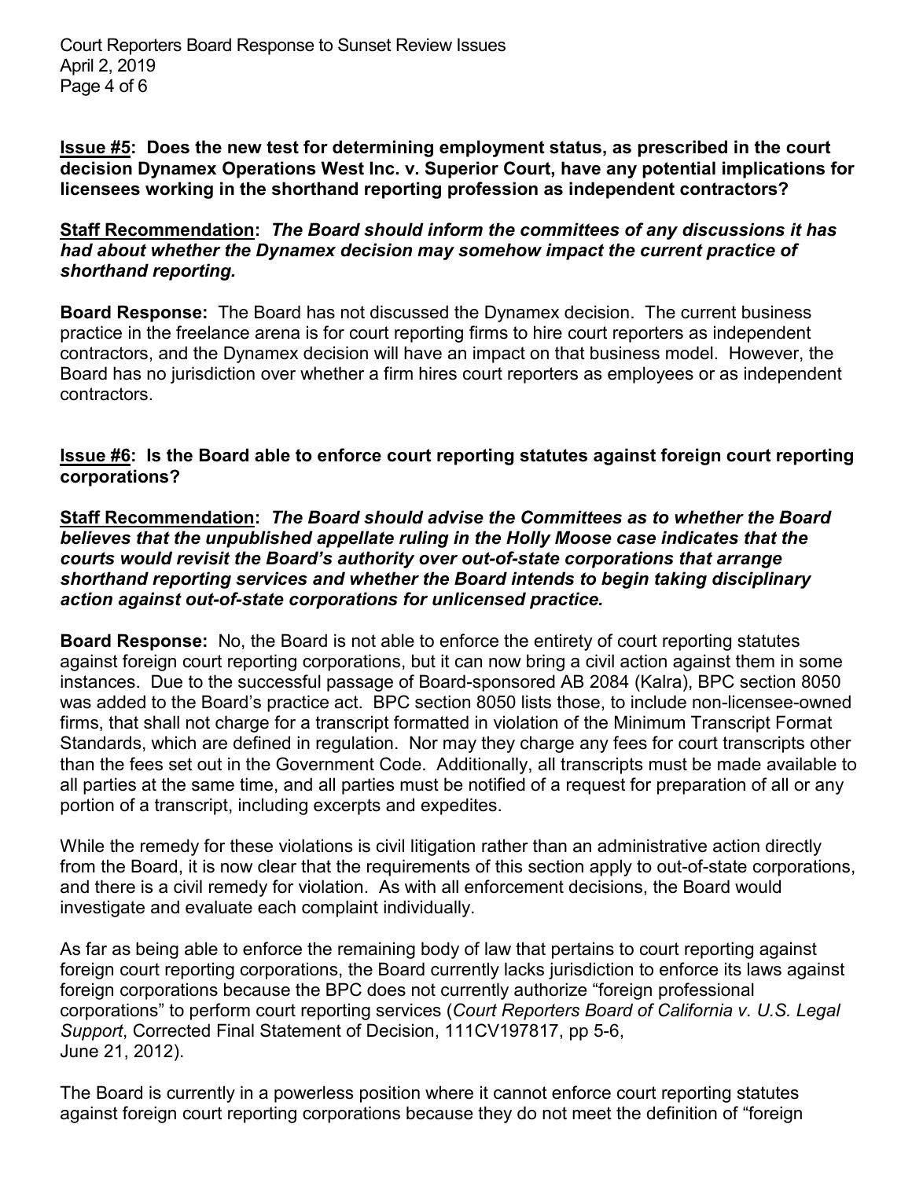**Issue #5: Does the new test for determining employment status, as prescribed in the court decision Dynamex Operations West Inc. v. Superior Court, have any potential implications for licensees working in the shorthand reporting profession as independent contractors?**

**Staff Recommendation:** ***The Board should inform the committees of any discussions it has had about whether the Dynamex decision may somehow impact the current practice of shorthand reporting.***

**Board Response:** The Board has not discussed the Dynamex decision. The current business practice in the freelance arena is for court reporting firms to hire court reporters as independent contractors, and the Dynamex decision will have an impact on that business model. However, the Board has no jurisdiction over whether a firm hires court reporters as employees or as independent contractors.

**Issue #6: Is the Board able to enforce court reporting statutes against foreign court reporting corporations?**

**Staff Recommendation:** ***The Board should advise the Committees as to whether the Board believes that the unpublished appellate ruling in the Holly Moose case indicates that the courts would revisit the Board's authority over out-of-state corporations that arrange shorthand reporting services and whether the Board intends to begin taking disciplinary action against out-of-state corporations for unlicensed practice.***

**Board Response:** No, the Board is not able to enforce the entirety of court reporting statutes against foreign court reporting corporations, but it can now bring a civil action against them in some instances. Due to the successful passage of Board-sponsored AB 2084 (Kalra), BPC section 8050 was added to the Board's practice act. BPC section 8050 lists those, to include non-licensee-owned firms, that shall not charge for a transcript formatted in violation of the Minimum Transcript Format Standards, which are defined in regulation. Nor may they charge any fees for court transcripts other than the fees set out in the Government Code. Additionally, all transcripts must be made available to all parties at the same time, and all parties must be notified of a request for preparation of all or any portion of a transcript, including excerpts and expedites.

While the remedy for these violations is civil litigation rather than an administrative action directly from the Board, it is now clear that the requirements of this section apply to out-of-state corporations, and there is a civil remedy for violation. As with all enforcement decisions, the Board would investigate and evaluate each complaint individually.

As far as being able to enforce the remaining body of law that pertains to court reporting against foreign court reporting corporations, the Board currently lacks jurisdiction to enforce its laws against foreign corporations because the BPC does not currently authorize "foreign professional corporations" to perform court reporting services (*Court Reporters Board of California v. U.S. Legal Support*, Corrected Final Statement of Decision, 111CV197817, pp 5-6, June 21, 2012).

The Board is currently in a powerless position where it cannot enforce court reporting statutes against foreign court reporting corporations because they do not meet the definition of "foreign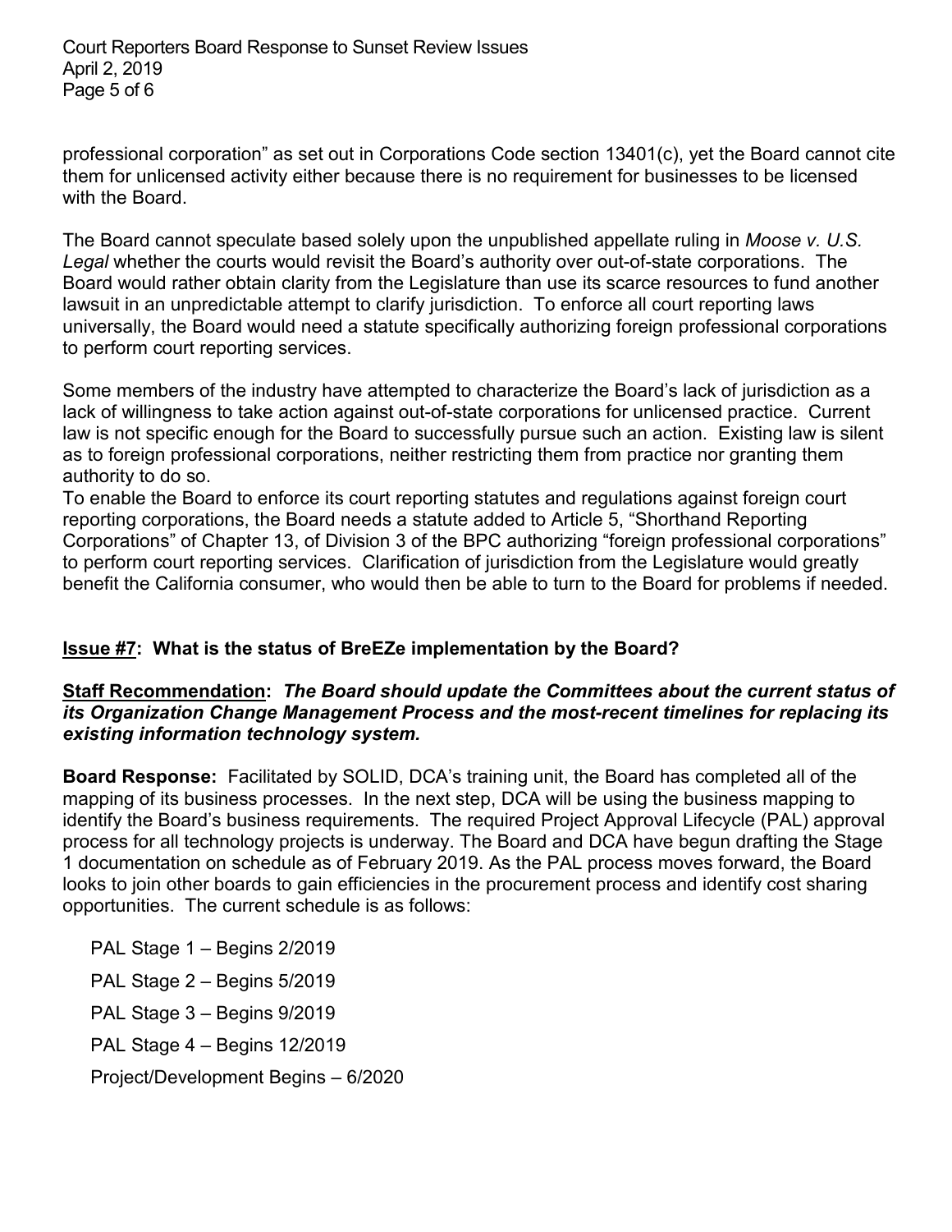professional corporation" as set out in Corporations Code section 13401(c), yet the Board cannot cite them for unlicensed activity either because there is no requirement for businesses to be licensed with the Board.

The Board cannot speculate based solely upon the unpublished appellate ruling in *Moose v. U.S. Legal* whether the courts would revisit the Board's authority over out-of-state corporations. The Board would rather obtain clarity from the Legislature than use its scarce resources to fund another lawsuit in an unpredictable attempt to clarify jurisdiction. To enforce all court reporting laws universally, the Board would need a statute specifically authorizing foreign professional corporations to perform court reporting services.

Some members of the industry have attempted to characterize the Board's lack of jurisdiction as a lack of willingness to take action against out-of-state corporations for unlicensed practice. Current law is not specific enough for the Board to successfully pursue such an action. Existing law is silent as to foreign professional corporations, neither restricting them from practice nor granting them authority to do so.

To enable the Board to enforce its court reporting statutes and regulations against foreign court reporting corporations, the Board needs a statute added to Article 5, "Shorthand Reporting Corporations" of Chapter 13, of Division 3 of the BPC authorizing "foreign professional corporations" to perform court reporting services. Clarification of jurisdiction from the Legislature would greatly benefit the California consumer, who would then be able to turn to the Board for problems if needed.

**<u>Issue #7</u>: What is the status of BreEZe implementation by the Board?**

**<u>Staff Recommendation</u>:** ***The Board should update the Committees about the current status of its Organization Change Management Process and the most-recent timelines for replacing its existing information technology system.***

**Board Response:** Facilitated by SOLID, DCA's training unit, the Board has completed all of the mapping of its business processes. In the next step, DCA will be using the business mapping to identify the Board's business requirements. The required Project Approval Lifecycle (PAL) approval process for all technology projects is underway. The Board and DCA have begun drafting the Stage 1 documentation on schedule as of February 2019. As the PAL process moves forward, the Board looks to join other boards to gain efficiencies in the procurement process and identify cost sharing opportunities. The current schedule is as follows:

PAL Stage 1 – Begins 2/2019

PAL Stage 2 – Begins 5/2019

PAL Stage 3 – Begins 9/2019

PAL Stage 4 – Begins 12/2019

Project/Development Begins – 6/2020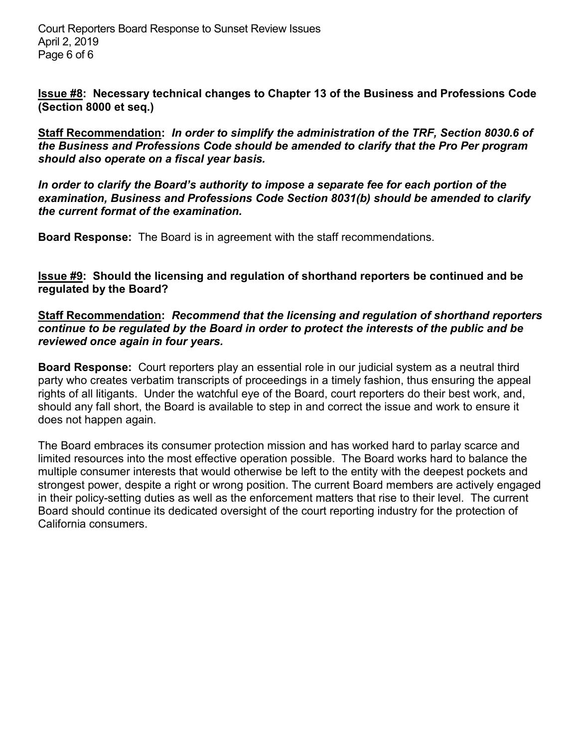**Issue #8: Necessary technical changes to Chapter 13 of the Business and Professions Code (Section 8000 et seq.)**

**Staff Recommendation:** ***In order to simplify the administration of the TRF, Section 8030.6 of the Business and Professions Code should be amended to clarify that the Pro Per program should also operate on a fiscal year basis.***

***In order to clarify the Board's authority to impose a separate fee for each portion of the examination, Business and Professions Code Section 8031(b) should be amended to clarify the current format of the examination.***

**Board Response:** The Board is in agreement with the staff recommendations.

**Issue #9: Should the licensing and regulation of shorthand reporters be continued and be regulated by the Board?**

**Staff Recommendation:** ***Recommend that the licensing and regulation of shorthand reporters continue to be regulated by the Board in order to protect the interests of the public and be reviewed once again in four years.***

**Board Response:** Court reporters play an essential role in our judicial system as a neutral third party who creates verbatim transcripts of proceedings in a timely fashion, thus ensuring the appeal rights of all litigants. Under the watchful eye of the Board, court reporters do their best work, and, should any fall short, the Board is available to step in and correct the issue and work to ensure it does not happen again.

The Board embraces its consumer protection mission and has worked hard to parlay scarce and limited resources into the most effective operation possible. The Board works hard to balance the multiple consumer interests that would otherwise be left to the entity with the deepest pockets and strongest power, despite a right or wrong position. The current Board members are actively engaged in their policy-setting duties as well as the enforcement matters that rise to their level. The current Board should continue its dedicated oversight of the court reporting industry for the protection of California consumers.